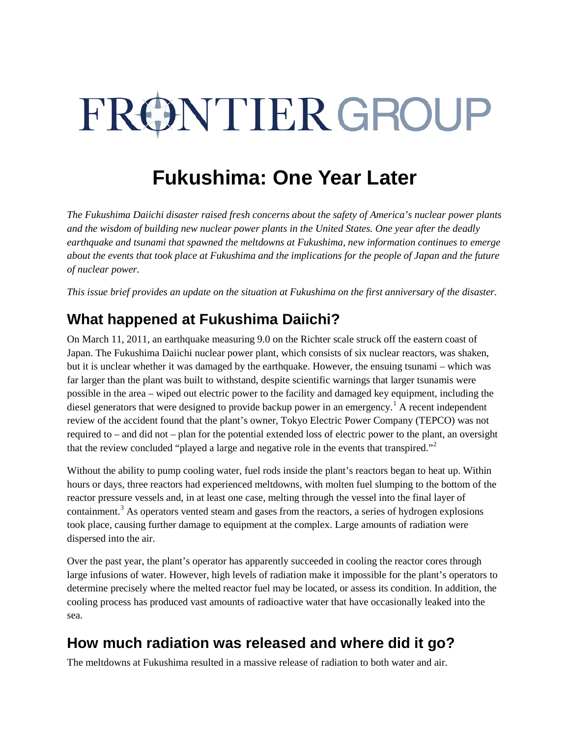FRONTIER GROUP

# Fukushima: One Year Later

*The Fukushima Daiichi disaster raised fresh concerns about the safety of America's nuclear power plants and the wisdom of building new nuclear power plants in the United States. One year after the deadly earthquake and tsunami that spawned the meltdowns at Fukushima, new information continues to emerge about the events that took place at Fukushima and the implications for the people of Japan and the future of nuclear power.*

*This issue brief provides an update on the situation at Fukushima on the first anniversary of the disaster.*

## What happened at Fukushima Daiichi?

On March 11, 2011, an earthquake measuring 9.0 on the Richter scale struck off the eastern coast of Japan. The Fukushima Daiichi nuclear power plant, which consists of six nuclear reactors, was shaken, but it is unclear whether it was damaged by the earthquake. However, the ensuing tsunami – which was far larger than the plant was built to withstand, despite scientific warnings that larger tsunamis were possible in the area – wiped out electric power to the facility and damaged key equipment, including the diesel generators that were designed to provide backup power in an emergency.[1] A recent independent review of the accident found that the plant's owner, Tokyo Electric Power Company (TEPCO) was not required to – and did not – plan for the potential extended loss of electric power to the plant, an oversight that the review concluded "played a large and negative role in the events that transpired."[2]

Without the ability to pump cooling water, fuel rods inside the plant's reactors began to heat up. Within hours or days, three reactors had experienced meltdowns, with molten fuel slumping to the bottom of the reactor pressure vessels and, in at least one case, melting through the vessel into the final layer of containment.[3] As operators vented steam and gases from the reactors, a series of hydrogen explosions took place, causing further damage to equipment at the complex. Large amounts of radiation were dispersed into the air.

Over the past year, the plant's operator has apparently succeeded in cooling the reactor cores through large infusions of water. However, high levels of radiation make it impossible for the plant's operators to determine precisely where the melted reactor fuel may be located, or assess its condition. In addition, the cooling process has produced vast amounts of radioactive water that have occasionally leaked into the sea.

## How much radiation was released and where did it go?

The meltdowns at Fukushima resulted in a massive release of radiation to both water and air.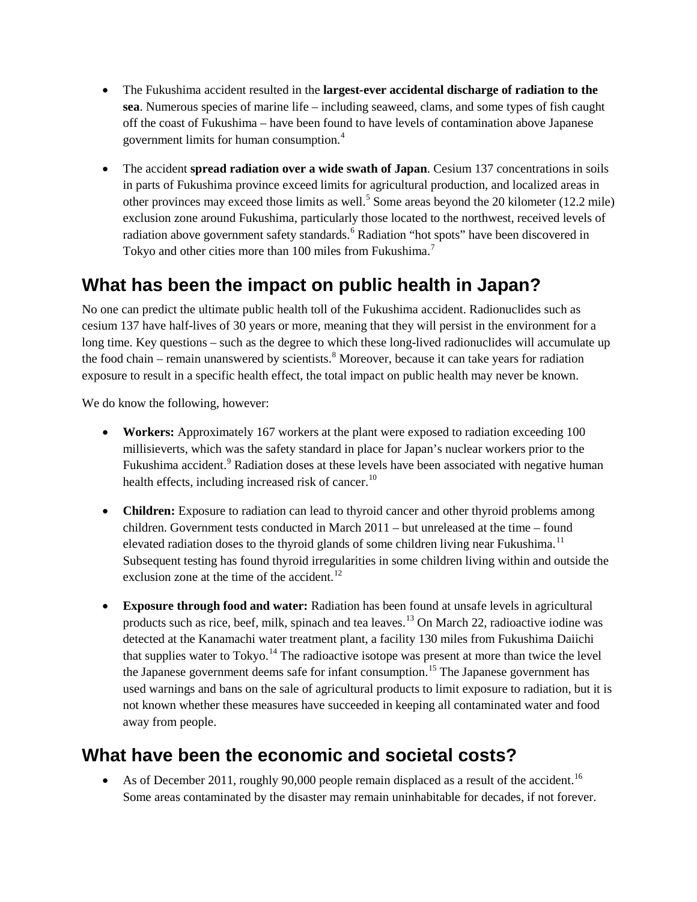- The Fukushima accident resulted in the **largest-ever accidental discharge of radiation to the sea**. Numerous species of marine life – including seaweed, clams, and some types of fish caught off the coast of Fukushima – have been found to have levels of contamination above Japanese government limits for human consumption.[4]

- The accident **spread radiation over a wide swath of Japan**. Cesium 137 concentrations in soils in parts of Fukushima province exceed limits for agricultural production, and localized areas in other provinces may exceed those limits as well.[5] Some areas beyond the 20 kilometer (12.2 mile) exclusion zone around Fukushima, particularly those located to the northwest, received levels of radiation above government safety standards.[6] Radiation "hot spots" have been discovered in Tokyo and other cities more than 100 miles from Fukushima.[7]

## What has been the impact on public health in Japan?

No one can predict the ultimate public health toll of the Fukushima accident. Radionuclides such as cesium 137 have half-lives of 30 years or more, meaning that they will persist in the environment for a long time. Key questions – such as the degree to which these long-lived radionuclides will accumulate up the food chain – remain unanswered by scientists.[8] Moreover, because it can take years for radiation exposure to result in a specific health effect, the total impact on public health may never be known.

We do know the following, however:

- **Workers:** Approximately 167 workers at the plant were exposed to radiation exceeding 100 millisieverts, which was the safety standard in place for Japan's nuclear workers prior to the Fukushima accident.[9] Radiation doses at these levels have been associated with negative human health effects, including increased risk of cancer.[10]

- **Children:** Exposure to radiation can lead to thyroid cancer and other thyroid problems among children. Government tests conducted in March 2011 – but unreleased at the time – found elevated radiation doses to the thyroid glands of some children living near Fukushima.[11] Subsequent testing has found thyroid irregularities in some children living within and outside the exclusion zone at the time of the accident.[12]

- **Exposure through food and water:** Radiation has been found at unsafe levels in agricultural products such as rice, beef, milk, spinach and tea leaves.[13] On March 22, radioactive iodine was detected at the Kanamachi water treatment plant, a facility 130 miles from Fukushima Daiichi that supplies water to Tokyo.[14] The radioactive isotope was present at more than twice the level the Japanese government deems safe for infant consumption.[15] The Japanese government has used warnings and bans on the sale of agricultural products to limit exposure to radiation, but it is not known whether these measures have succeeded in keeping all contaminated water and food away from people.

## What have been the economic and societal costs?

- As of December 2011, roughly 90,000 people remain displaced as a result of the accident.[16] Some areas contaminated by the disaster may remain uninhabitable for decades, if not forever.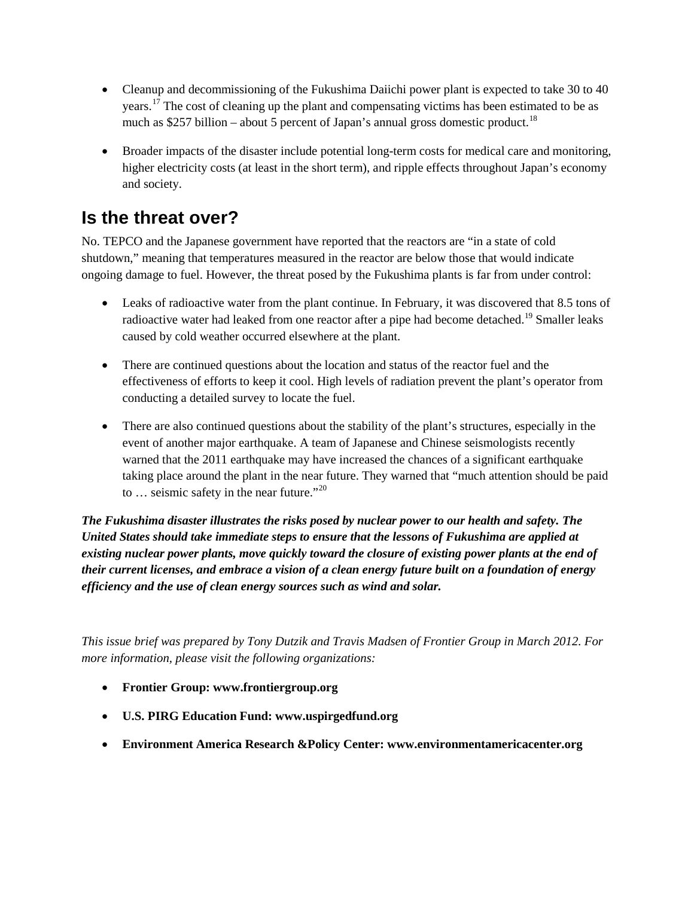- Cleanup and decommissioning of the Fukushima Daiichi power plant is expected to take 30 to 40 years.[17] The cost of cleaning up the plant and compensating victims has been estimated to be as much as $257 billion – about 5 percent of Japan's annual gross domestic product.[18]

- Broader impacts of the disaster include potential long-term costs for medical care and monitoring, higher electricity costs (at least in the short term), and ripple effects throughout Japan's economy and society.

## Is the threat over?

No. TEPCO and the Japanese government have reported that the reactors are "in a state of cold shutdown," meaning that temperatures measured in the reactor are below those that would indicate ongoing damage to fuel. However, the threat posed by the Fukushima plants is far from under control:

- Leaks of radioactive water from the plant continue. In February, it was discovered that 8.5 tons of radioactive water had leaked from one reactor after a pipe had become detached.[19] Smaller leaks caused by cold weather occurred elsewhere at the plant.

- There are continued questions about the location and status of the reactor fuel and the effectiveness of efforts to keep it cool. High levels of radiation prevent the plant's operator from conducting a detailed survey to locate the fuel.

- There are also continued questions about the stability of the plant's structures, especially in the event of another major earthquake. A team of Japanese and Chinese seismologists recently warned that the 2011 earthquake may have increased the chances of a significant earthquake taking place around the plant in the near future. They warned that "much attention should be paid to … seismic safety in the near future."[20]

***The Fukushima disaster illustrates the risks posed by nuclear power to our health and safety. The United States should take immediate steps to ensure that the lessons of Fukushima are applied at existing nuclear power plants, move quickly toward the closure of existing power plants at the end of their current licenses, and embrace a vision of a clean energy future built on a foundation of energy efficiency and the use of clean energy sources such as wind and solar.***

*This issue brief was prepared by Tony Dutzik and Travis Madsen of Frontier Group in March 2012. For more information, please visit the following organizations:*

- **Frontier Group: www.frontiergroup.org**
- **U.S. PIRG Education Fund: www.uspirgedfund.org**
- **Environment America Research &Policy Center: www.environmentamericacenter.org**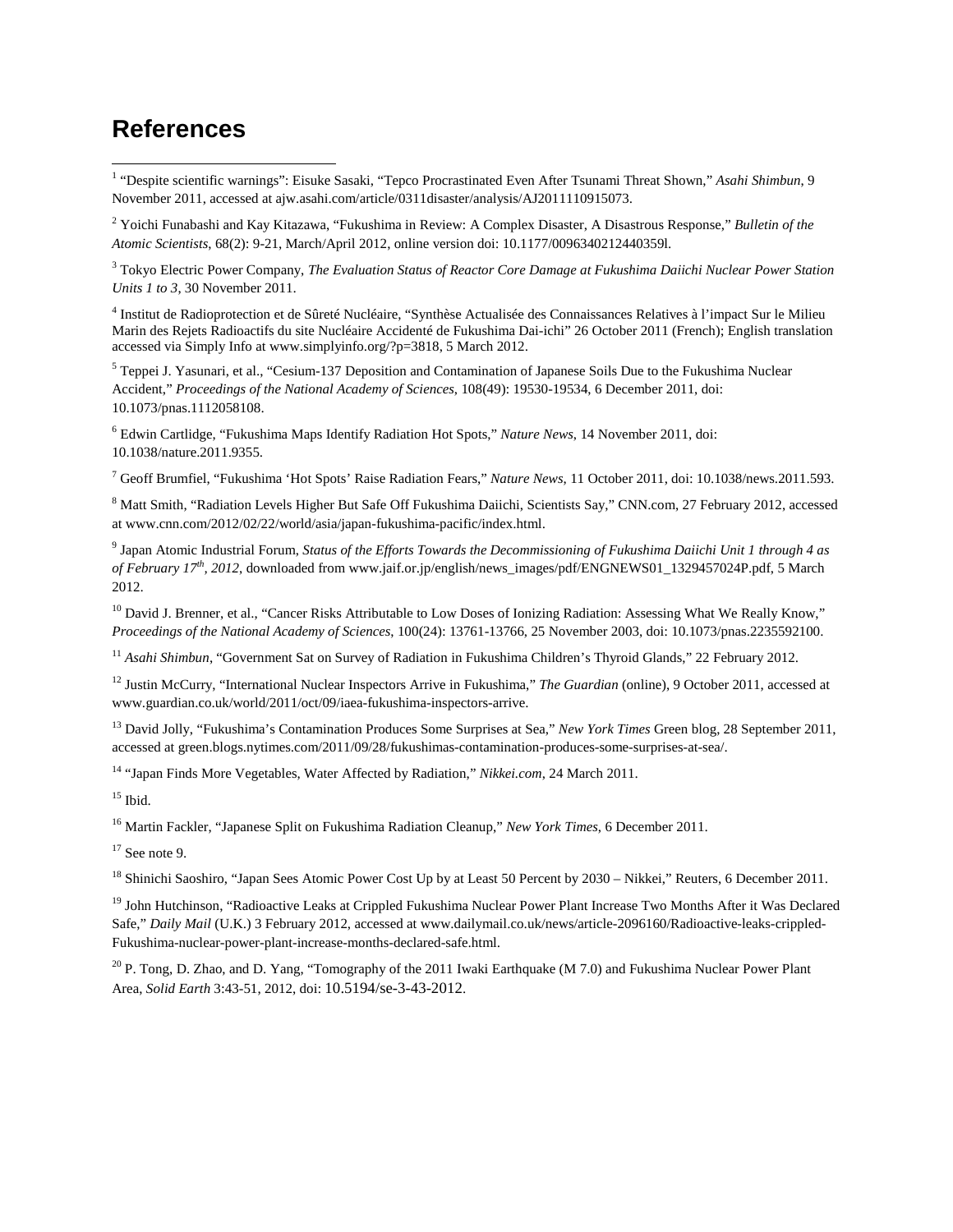# References

[1] "Despite scientific warnings": Eisuke Sasaki, "Tepco Procrastinated Even After Tsunami Threat Shown," *Asahi Shimbun*, 9 November 2011, accessed at ajw.asahi.com/article/0311disaster/analysis/AJ2011110915073.

[2] Yoichi Funabashi and Kay Kitazawa, "Fukushima in Review: A Complex Disaster, A Disastrous Response," *Bulletin of the Atomic Scientists*, 68(2): 9-21, March/April 2012, online version doi: 10.1177/0096340212440359l.

[3] Tokyo Electric Power Company, *The Evaluation Status of Reactor Core Damage at Fukushima Daiichi Nuclear Power Station Units 1 to 3*, 30 November 2011.

[4] Institut de Radioprotection et de Sûreté Nucléaire, "Synthèse Actualisée des Connaissances Relatives à l'impact Sur le Milieu Marin des Rejets Radioactifs du site Nucléaire Accidenté de Fukushima Dai-ichi" 26 October 2011 (French); English translation accessed via Simply Info at www.simplyinfo.org/?p=3818, 5 March 2012.

[5] Teppei J. Yasunari, et al., "Cesium-137 Deposition and Contamination of Japanese Soils Due to the Fukushima Nuclear Accident," *Proceedings of the National Academy of Sciences*, 108(49): 19530-19534, 6 December 2011, doi: 10.1073/pnas.1112058108.

[6] Edwin Cartlidge, "Fukushima Maps Identify Radiation Hot Spots," *Nature News*, 14 November 2011, doi: 10.1038/nature.2011.9355.

[7] Geoff Brumfiel, "Fukushima 'Hot Spots' Raise Radiation Fears," *Nature News*, 11 October 2011, doi: 10.1038/news.2011.593.

[8] Matt Smith, "Radiation Levels Higher But Safe Off Fukushima Daiichi, Scientists Say," CNN.com, 27 February 2012, accessed at www.cnn.com/2012/02/22/world/asia/japan-fukushima-pacific/index.html.

[9] Japan Atomic Industrial Forum, *Status of the Efforts Towards the Decommissioning of Fukushima Daiichi Unit 1 through 4 as of February 17th, 2012*, downloaded from www.jaif.or.jp/english/news_images/pdf/ENGNEWS01_1329457024P.pdf, 5 March 2012.

[10] David J. Brenner, et al., "Cancer Risks Attributable to Low Doses of Ionizing Radiation: Assessing What We Really Know," *Proceedings of the National Academy of Sciences*, 100(24): 13761-13766, 25 November 2003, doi: 10.1073/pnas.2235592100.

[11] *Asahi Shimbun*, "Government Sat on Survey of Radiation in Fukushima Children's Thyroid Glands," 22 February 2012.

[12] Justin McCurry, "International Nuclear Inspectors Arrive in Fukushima," *The Guardian* (online), 9 October 2011, accessed at www.guardian.co.uk/world/2011/oct/09/iaea-fukushima-inspectors-arrive.

[13] David Jolly, "Fukushima's Contamination Produces Some Surprises at Sea," *New York Times* Green blog, 28 September 2011, accessed at green.blogs.nytimes.com/2011/09/28/fukushimas-contamination-produces-some-surprises-at-sea/.

[14] "Japan Finds More Vegetables, Water Affected by Radiation," *Nikkei.com*, 24 March 2011.

[15] Ibid.

[16] Martin Fackler, "Japanese Split on Fukushima Radiation Cleanup," *New York Times*, 6 December 2011.

[17] See note 9.

[18] Shinichi Saoshiro, "Japan Sees Atomic Power Cost Up by at Least 50 Percent by 2030 – Nikkei," Reuters, 6 December 2011.

[19] John Hutchinson, "Radioactive Leaks at Crippled Fukushima Nuclear Power Plant Increase Two Months After it Was Declared Safe," *Daily Mail* (U.K.) 3 February 2012, accessed at www.dailymail.co.uk/news/article-2096160/Radioactive-leaks-crippled-Fukushima-nuclear-power-plant-increase-months-declared-safe.html.

[20] P. Tong, D. Zhao, and D. Yang, "Tomography of the 2011 Iwaki Earthquake (M 7.0) and Fukushima Nuclear Power Plant Area, *Solid Earth* 3:43-51, 2012, doi: 10.5194/se-3-43-2012.